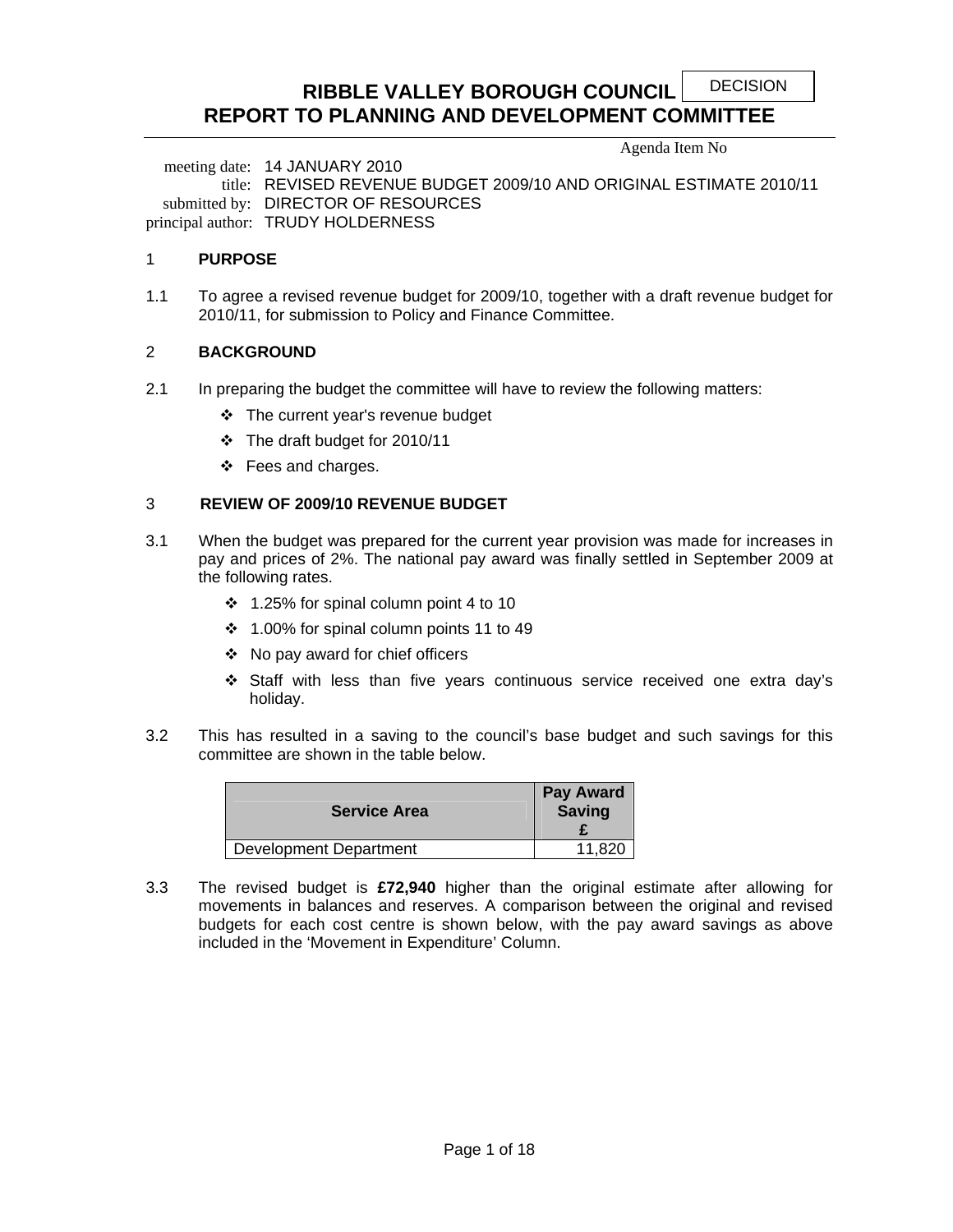DECISION

# RIBBLE VALLEY BOROUGH COUNCIL
# REPORT TO PLANNING AND DEVELOPMENT COMMITTEE

Agenda Item No

meeting date: 14 JANUARY 2010
title: REVISED REVENUE BUDGET 2009/10 AND ORIGINAL ESTIMATE 2010/11
submitted by: DIRECTOR OF RESOURCES
principal author: TRUDY HOLDERNESS

## 1 PURPOSE

1.1 To agree a revised revenue budget for 2009/10, together with a draft revenue budget for 2010/11, for submission to Policy and Finance Committee.

## 2 BACKGROUND

2.1 In preparing the budget the committee will have to review the following matters:

- The current year's revenue budget
- The draft budget for 2010/11
- Fees and charges.

## 3 REVIEW OF 2009/10 REVENUE BUDGET

3.1 When the budget was prepared for the current year provision was made for increases in pay and prices of 2%. The national pay award was finally settled in September 2009 at the following rates.

- 1.25% for spinal column point 4 to 10
- 1.00% for spinal column points 11 to 49
- No pay award for chief officers
- Staff with less than five years continuous service received one extra day's holiday.

3.2 This has resulted in a saving to the council's base budget and such savings for this committee are shown in the table below.

| Service Area | Pay Award Saving £ |
|---|---|
| Development Department | 11,820 |

3.3 The revised budget is **£72,940** higher than the original estimate after allowing for movements in balances and reserves. A comparison between the original and revised budgets for each cost centre is shown below, with the pay award savings as above included in the 'Movement in Expenditure' Column.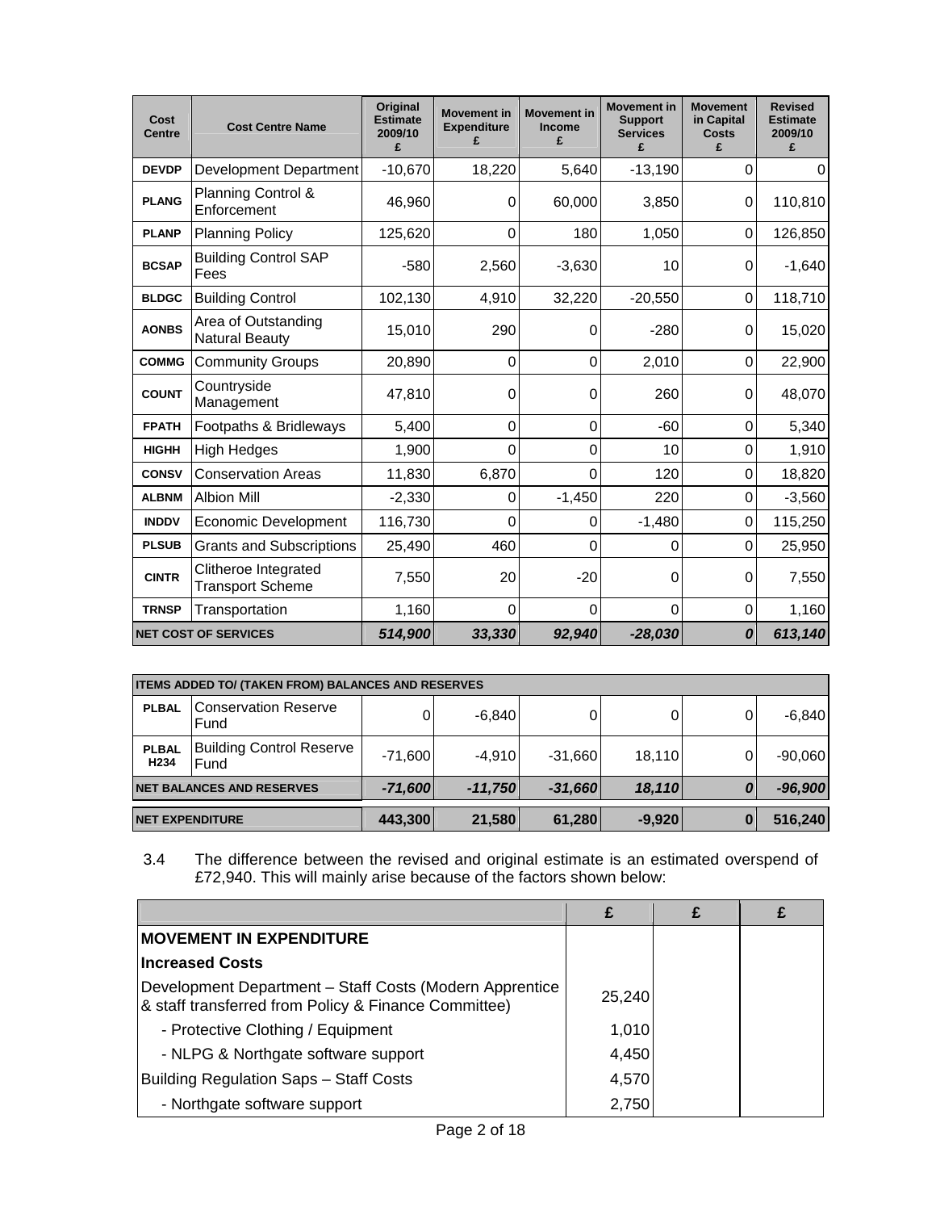| Cost Centre | Cost Centre Name | Original Estimate 2009/10 £ | Movement in Expenditure £ | Movement in Income £ | Movement in Support Services £ | Movement in Capital Costs £ | Revised Estimate 2009/10 £ |
|---|---|---|---|---|---|---|---|
| DEVDP | Development Department | -10,670 | 18,220 | 5,640 | -13,190 | 0 | 0 |
| PLANG | Planning Control & Enforcement | 46,960 | 0 | 60,000 | 3,850 | 0 | 110,810 |
| PLANP | Planning Policy | 125,620 | 0 | 180 | 1,050 | 0 | 126,850 |
| BCSAP | Building Control SAP Fees | -580 | 2,560 | -3,630 | 10 | 0 | -1,640 |
| BLDGC | Building Control | 102,130 | 4,910 | 32,220 | -20,550 | 0 | 118,710 |
| AONBS | Area of Outstanding Natural Beauty | 15,010 | 290 | 0 | -280 | 0 | 15,020 |
| COMMG | Community Groups | 20,890 | 0 | 0 | 2,010 | 0 | 22,900 |
| COUNT | Countryside Management | 47,810 | 0 | 0 | 260 | 0 | 48,070 |
| FPATH | Footpaths & Bridleways | 5,400 | 0 | 0 | -60 | 0 | 5,340 |
| HIGHH | High Hedges | 1,900 | 0 | 0 | 10 | 0 | 1,910 |
| CONSV | Conservation Areas | 11,830 | 6,870 | 0 | 120 | 0 | 18,820 |
| ALBNM | Albion Mill | -2,330 | 0 | -1,450 | 220 | 0 | -3,560 |
| INDDV | Economic Development | 116,730 | 0 | 0 | -1,480 | 0 | 115,250 |
| PLSUB | Grants and Subscriptions | 25,490 | 460 | 0 | 0 | 0 | 25,950 |
| CINTR | Clitheroe Integrated Transport Scheme | 7,550 | 20 | -20 | 0 | 0 | 7,550 |
| TRNSP | Transportation | 1,160 | 0 | 0 | 0 | 0 | 1,160 |
| **NET COST OF SERVICES** | | ***514,900*** | ***33,330*** | ***92,940*** | ***-28,030*** | ***0*** | ***613,140*** |
| **ITEMS ADDED TO/ (TAKEN FROM) BALANCES AND RESERVES** | | | | | | | |
| PLBAL | Conservation Reserve Fund | 0 | -6,840 | 0 | 0 | 0 | -6,840 |
| PLBAL H234 | Building Control Reserve Fund | -71,600 | -4,910 | -31,660 | 18,110 | 0 | -90,060 |
| **NET BALANCES AND RESERVES** | | ***-71,600*** | ***-11,750*** | ***-31,660*** | ***18,110*** | ***0*** | ***-96,900*** |
| **NET EXPENDITURE** | | **443,300** | **21,580** | **61,280** | **-9,920** | **0** | **516,240** |

3.4 The difference between the revised and original estimate is an estimated overspend of £72,940. This will mainly arise because of the factors shown below:

| | £ | £ | £ |
|---|---|---|---|
| **MOVEMENT IN EXPENDITURE** | | | |
| **Increased Costs** | | | |
| Development Department – Staff Costs (Modern Apprentice & staff transferred from Policy & Finance Committee) | 25,240 | | |
| - Protective Clothing / Equipment | 1,010 | | |
| - NLPG & Northgate software support | 4,450 | | |
| Building Regulation Saps – Staff Costs | 4,570 | | |
| - Northgate software support | 2,750 | | |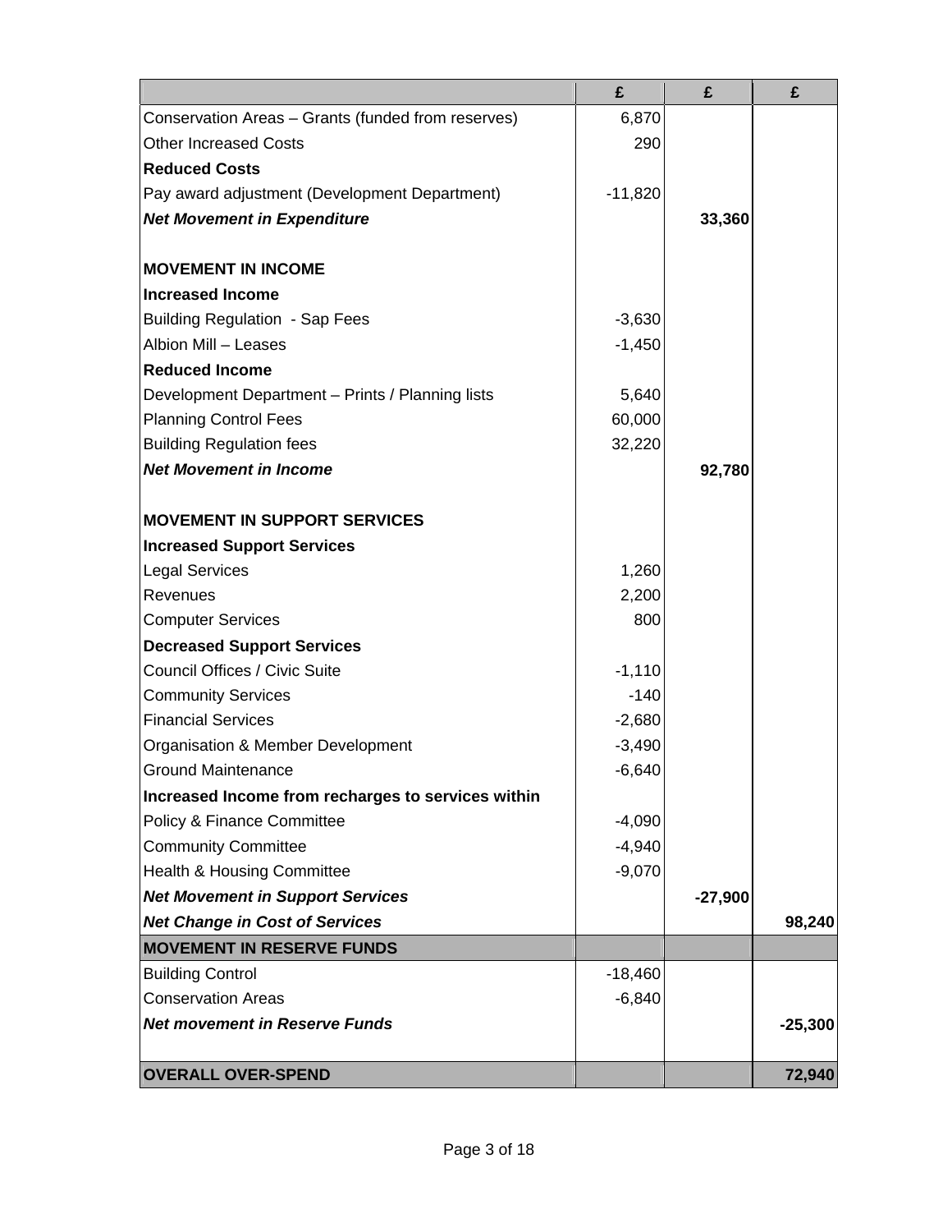| | £ | £ | £ |
|---|---|---|---|
| Conservation Areas – Grants (funded from reserves) | 6,870 | | |
| Other Increased Costs | 290 | | |
| **Reduced Costs** | | | |
| Pay award adjustment (Development Department) | -11,820 | | |
| ***Net Movement in Expenditure*** | | **33,360** | |
| | | | |
| **MOVEMENT IN INCOME** | | | |
| **Increased Income** | | | |
| Building Regulation - Sap Fees | -3,630 | | |
| Albion Mill – Leases | -1,450 | | |
| **Reduced Income** | | | |
| Development Department – Prints / Planning lists | 5,640 | | |
| Planning Control Fees | 60,000 | | |
| Building Regulation fees | 32,220 | | |
| ***Net Movement in Income*** | | **92,780** | |
| | | | |
| **MOVEMENT IN SUPPORT SERVICES** | | | |
| **Increased Support Services** | | | |
| Legal Services | 1,260 | | |
| Revenues | 2,200 | | |
| Computer Services | 800 | | |
| **Decreased Support Services** | | | |
| Council Offices / Civic Suite | -1,110 | | |
| Community Services | -140 | | |
| Financial Services | -2,680 | | |
| Organisation & Member Development | -3,490 | | |
| Ground Maintenance | -6,640 | | |
| **Increased Income from recharges to services within** | | | |
| Policy & Finance Committee | -4,090 | | |
| Community Committee | -4,940 | | |
| Health & Housing Committee | -9,070 | | |
| ***Net Movement in Support Services*** | | **-27,900** | |
| ***Net Change in Cost of Services*** | | | **98,240** |
| **MOVEMENT IN RESERVE FUNDS** | | | |
| Building Control | -18,460 | | |
| Conservation Areas | -6,840 | | |
| ***Net movement in Reserve Funds*** | | | **-25,300** |
| | | | |
| **OVERALL OVER-SPEND** | | | **72,940** |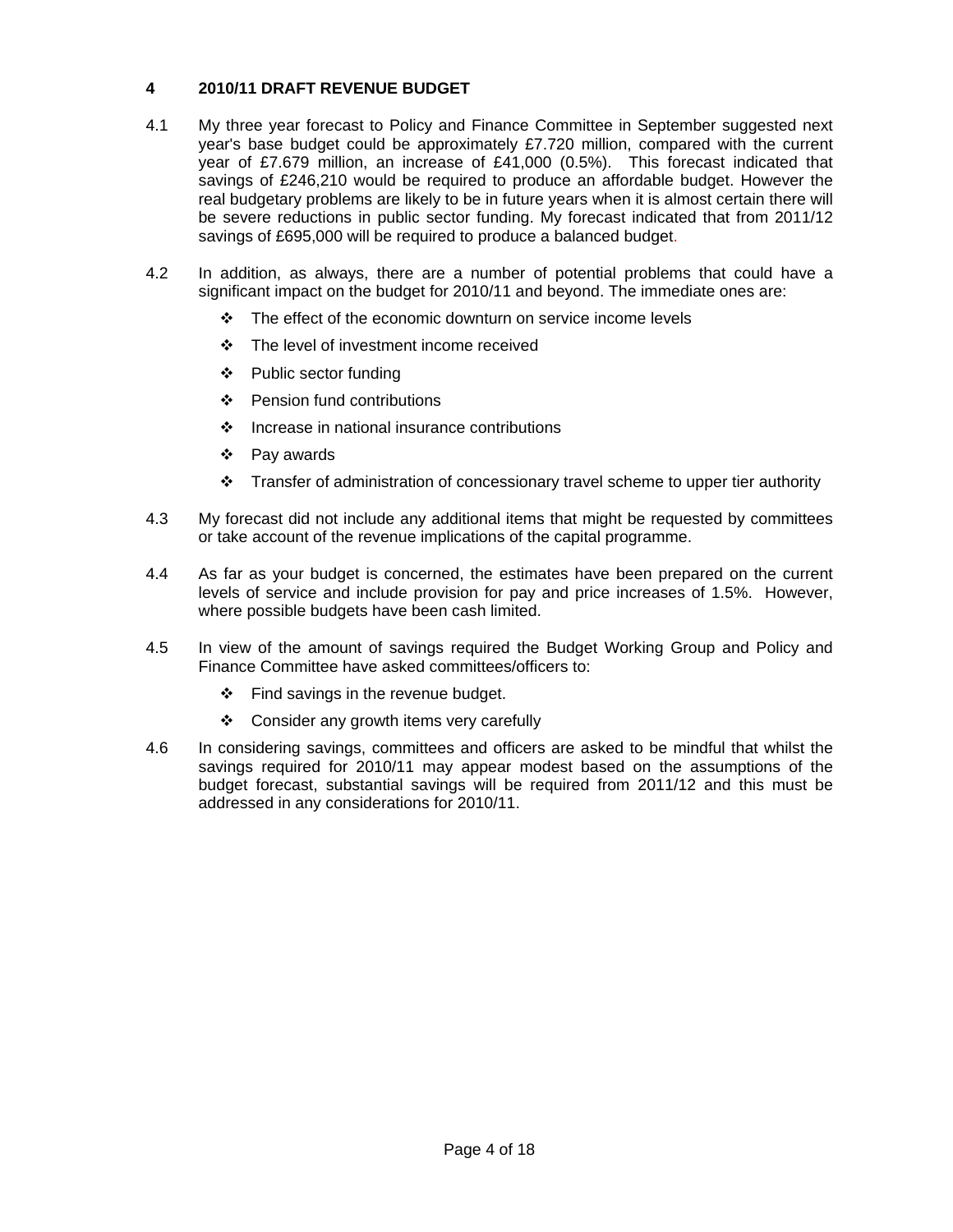## 4 2010/11 DRAFT REVENUE BUDGET

4.1 My three year forecast to Policy and Finance Committee in September suggested next year's base budget could be approximately £7.720 million, compared with the current year of £7.679 million, an increase of £41,000 (0.5%). This forecast indicated that savings of £246,210 would be required to produce an affordable budget. However the real budgetary problems are likely to be in future years when it is almost certain there will be severe reductions in public sector funding. My forecast indicated that from 2011/12 savings of £695,000 will be required to produce a balanced budget.

4.2 In addition, as always, there are a number of potential problems that could have a significant impact on the budget for 2010/11 and beyond. The immediate ones are:

- The effect of the economic downturn on service income levels
- The level of investment income received
- Public sector funding
- Pension fund contributions
- Increase in national insurance contributions
- Pay awards
- Transfer of administration of concessionary travel scheme to upper tier authority

4.3 My forecast did not include any additional items that might be requested by committees or take account of the revenue implications of the capital programme.

4.4 As far as your budget is concerned, the estimates have been prepared on the current levels of service and include provision for pay and price increases of 1.5%. However, where possible budgets have been cash limited.

4.5 In view of the amount of savings required the Budget Working Group and Policy and Finance Committee have asked committees/officers to:

- Find savings in the revenue budget.
- Consider any growth items very carefully

4.6 In considering savings, committees and officers are asked to be mindful that whilst the savings required for 2010/11 may appear modest based on the assumptions of the budget forecast, substantial savings will be required from 2011/12 and this must be addressed in any considerations for 2010/11.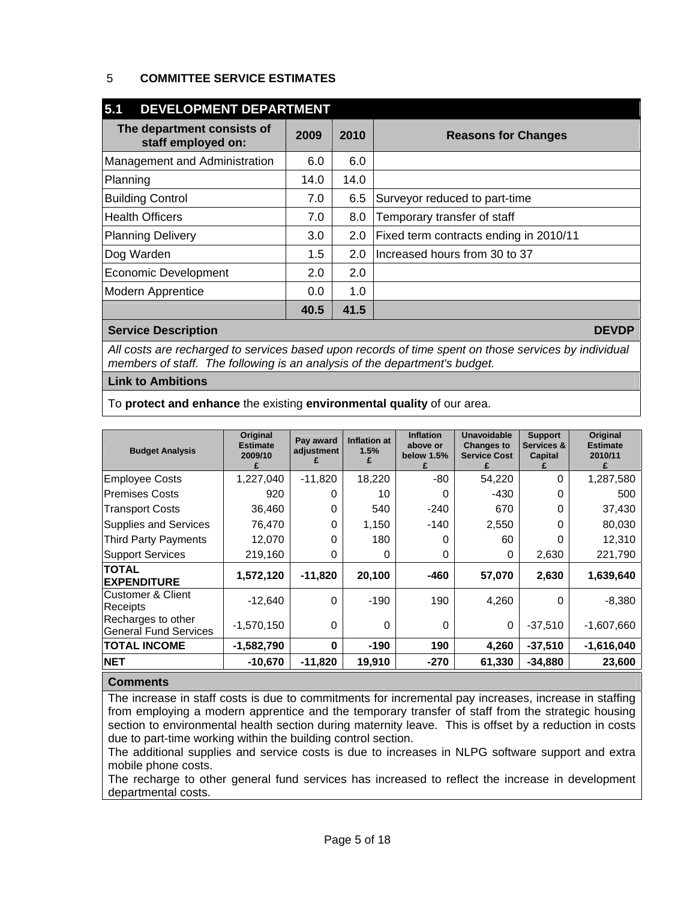## 5 COMMITTEE SERVICE ESTIMATES

### 5.1 DEVELOPMENT DEPARTMENT

| The department consists of staff employed on: | 2009 | 2010 | Reasons for Changes |
|---|---|---|---|
| Management and Administration | 6.0 | 6.0 | |
| Planning | 14.0 | 14.0 | |
| Building Control | 7.0 | 6.5 | Surveyor reduced to part-time |
| Health Officers | 7.0 | 8.0 | Temporary transfer of staff |
| Planning Delivery | 3.0 | 2.0 | Fixed term contracts ending in 2010/11 |
| Dog Warden | 1.5 | 2.0 | Increased hours from 30 to 37 |
| Economic Development | 2.0 | 2.0 | |
| Modern Apprentice | 0.0 | 1.0 | |
| | **40.5** | **41.5** | |

**Service Description** **DEVDP**

*All costs are recharged to services based upon records of time spent on those services by individual members of staff. The following is an analysis of the department's budget.*

**Link to Ambitions**

To **protect and enhance** the existing **environmental quality** of our area.

| Budget Analysis | Original Estimate 2009/10 £ | Pay award adjustment £ | Inflation at 1.5% £ | Inflation above or below 1.5% £ | Unavoidable Changes to Service Cost £ | Support Services & Capital £ | Original Estimate 2010/11 £ |
|---|---|---|---|---|---|---|---|
| Employee Costs | 1,227,040 | -11,820 | 18,220 | -80 | 54,220 | 0 | 1,287,580 |
| Premises Costs | 920 | 0 | 10 | 0 | -430 | 0 | 500 |
| Transport Costs | 36,460 | 0 | 540 | -240 | 670 | 0 | 37,430 |
| Supplies and Services | 76,470 | 0 | 1,150 | -140 | 2,550 | 0 | 80,030 |
| Third Party Payments | 12,070 | 0 | 180 | 0 | 60 | 0 | 12,310 |
| Support Services | 219,160 | 0 | 0 | 0 | 0 | 2,630 | 221,790 |
| **TOTAL EXPENDITURE** | **1,572,120** | **-11,820** | **20,100** | **-460** | **57,070** | **2,630** | **1,639,640** |
| Customer & Client Receipts | -12,640 | 0 | -190 | 190 | 4,260 | 0 | -8,380 |
| Recharges to other General Fund Services | -1,570,150 | 0 | 0 | 0 | 0 | -37,510 | -1,607,660 |
| **TOTAL INCOME** | **-1,582,790** | **0** | **-190** | **190** | **4,260** | **-37,510** | **-1,616,040** |
| **NET** | **-10,670** | **-11,820** | **19,910** | **-270** | **61,330** | **-34,880** | **23,600** |

**Comments**

The increase in staff costs is due to commitments for incremental pay increases, increase in staffing from employing a modern apprentice and the temporary transfer of staff from the strategic housing section to environmental health section during maternity leave. This is offset by a reduction in costs due to part-time working within the building control section.

The additional supplies and service costs is due to increases in NLPG software support and extra mobile phone costs.

The recharge to other general fund services has increased to reflect the increase in development departmental costs.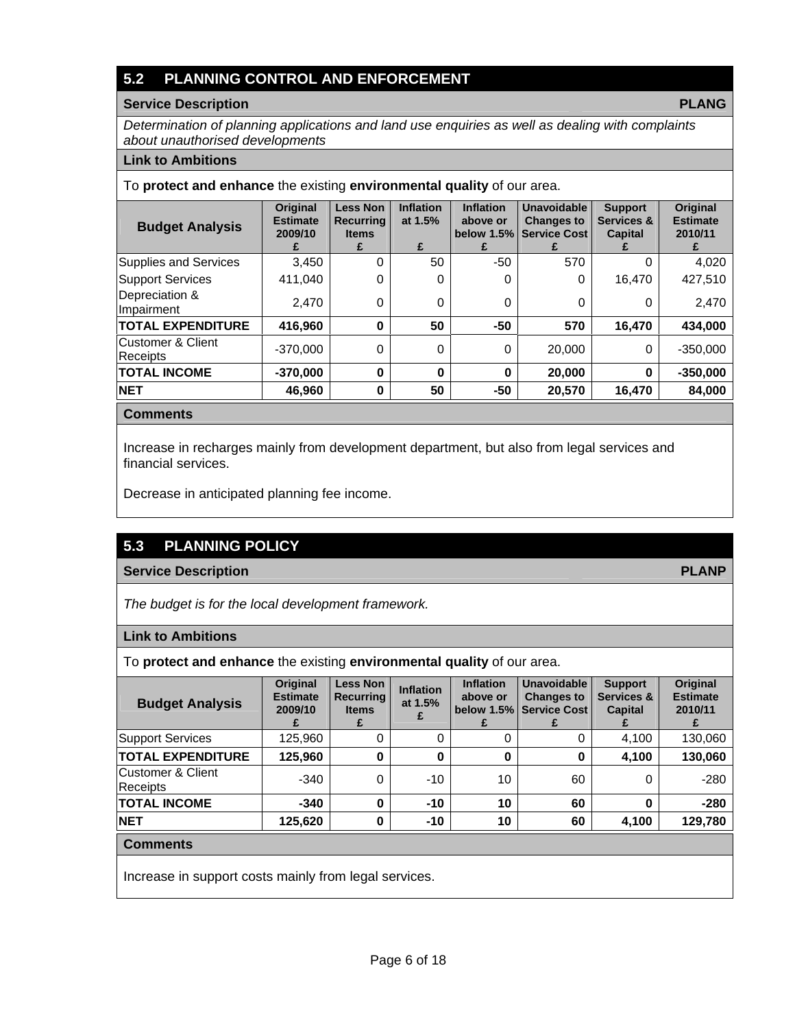## 5.2 PLANNING CONTROL AND ENFORCEMENT

**Service Description** **PLANG**

*Determination of planning applications and land use enquiries as well as dealing with complaints about unauthorised developments*

**Link to Ambitions**

To **protect and enhance** the existing **environmental quality** of our area.

| Budget Analysis | Original Estimate 2009/10 £ | Less Non Recurring Items £ | Inflation at 1.5% £ | Inflation above or below 1.5% £ | Unavoidable Changes to Service Cost £ | Support Services & Capital £ | Original Estimate 2010/11 £ |
|---|---|---|---|---|---|---|---|
| Supplies and Services | 3,450 | 0 | 50 | -50 | 570 | 0 | 4,020 |
| Support Services | 411,040 | 0 | 0 | 0 | 0 | 16,470 | 427,510 |
| Depreciation & Impairment | 2,470 | 0 | 0 | 0 | 0 | 0 | 2,470 |
| **TOTAL EXPENDITURE** | **416,960** | **0** | **50** | **-50** | **570** | **16,470** | **434,000** |
| Customer & Client Receipts | -370,000 | 0 | 0 | 0 | 20,000 | 0 | -350,000 |
| **TOTAL INCOME** | **-370,000** | **0** | **0** | **0** | **20,000** | **0** | **-350,000** |
| **NET** | **46,960** | **0** | **50** | **-50** | **20,570** | **16,470** | **84,000** |

**Comments**

Increase in recharges mainly from development department, but also from legal services and financial services.

Decrease in anticipated planning fee income.

## 5.3 PLANNING POLICY

**Service Description** **PLANP**

*The budget is for the local development framework.*

**Link to Ambitions**

To **protect and enhance** the existing **environmental quality** of our area.

| Budget Analysis | Original Estimate 2009/10 £ | Less Non Recurring Items £ | Inflation at 1.5% £ | Inflation above or below 1.5% £ | Unavoidable Changes to Service Cost £ | Support Services & Capital £ | Original Estimate 2010/11 £ |
|---|---|---|---|---|---|---|---|
| Support Services | 125,960 | 0 | 0 | 0 | 0 | 4,100 | 130,060 |
| **TOTAL EXPENDITURE** | **125,960** | **0** | **0** | **0** | **0** | **4,100** | **130,060** |
| Customer & Client Receipts | -340 | 0 | -10 | 10 | 60 | 0 | -280 |
| **TOTAL INCOME** | **-340** | **0** | **-10** | **10** | **60** | **0** | **-280** |
| **NET** | **125,620** | **0** | **-10** | **10** | **60** | **4,100** | **129,780** |

**Comments**

Increase in support costs mainly from legal services.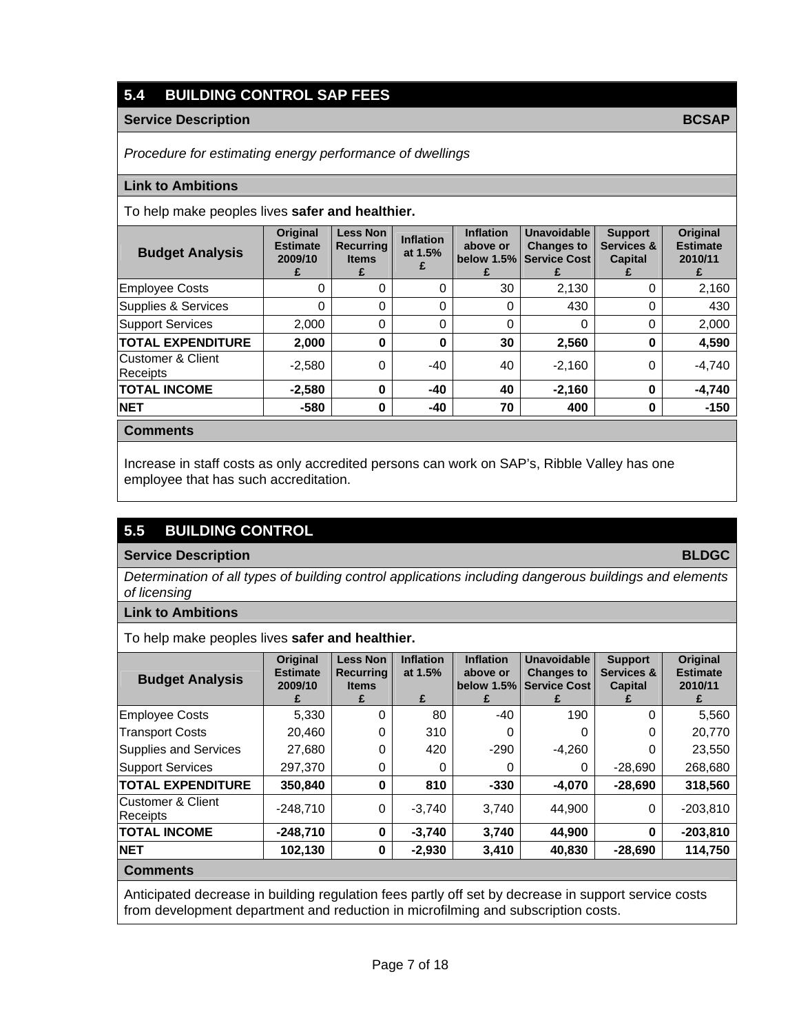## 5.4 BUILDING CONTROL SAP FEES

**Service Description** **BCSAP**

*Procedure for estimating energy performance of dwellings*

**Link to Ambitions**

To help make peoples lives **safer and healthier.**

| Budget Analysis | Original Estimate 2009/10 £ | Less Non Recurring Items £ | Inflation at 1.5% £ | Inflation above or below 1.5% £ | Unavoidable Changes to Service Cost £ | Support Services & Capital £ | Original Estimate 2010/11 £ |
|---|---|---|---|---|---|---|---|
| Employee Costs | 0 | 0 | 0 | 30 | 2,130 | 0 | 2,160 |
| Supplies & Services | 0 | 0 | 0 | 0 | 430 | 0 | 430 |
| Support Services | 2,000 | 0 | 0 | 0 | 0 | 0 | 2,000 |
| **TOTAL EXPENDITURE** | **2,000** | **0** | **0** | **30** | **2,560** | **0** | **4,590** |
| Customer & Client Receipts | -2,580 | 0 | -40 | 40 | -2,160 | 0 | -4,740 |
| **TOTAL INCOME** | **-2,580** | **0** | **-40** | **40** | **-2,160** | **0** | **-4,740** |
| **NET** | **-580** | **0** | **-40** | **70** | **400** | **0** | **-150** |

**Comments**

Increase in staff costs as only accredited persons can work on SAP's, Ribble Valley has one employee that has such accreditation.

## 5.5 BUILDING CONTROL

**Service Description** **BLDGC**

*Determination of all types of building control applications including dangerous buildings and elements of licensing*

**Link to Ambitions**

To help make peoples lives **safer and healthier.**

| Budget Analysis | Original Estimate 2009/10 £ | Less Non Recurring Items £ | Inflation at 1.5% £ | Inflation above or below 1.5% £ | Unavoidable Changes to Service Cost £ | Support Services & Capital £ | Original Estimate 2010/11 £ |
|---|---|---|---|---|---|---|---|
| Employee Costs | 5,330 | 0 | 80 | -40 | 190 | 0 | 5,560 |
| Transport Costs | 20,460 | 0 | 310 | 0 | 0 | 0 | 20,770 |
| Supplies and Services | 27,680 | 0 | 420 | -290 | -4,260 | 0 | 23,550 |
| Support Services | 297,370 | 0 | 0 | 0 | 0 | -28,690 | 268,680 |
| **TOTAL EXPENDITURE** | **350,840** | **0** | **810** | **-330** | **-4,070** | **-28,690** | **318,560** |
| Customer & Client Receipts | -248,710 | 0 | -3,740 | 3,740 | 44,900 | 0 | -203,810 |
| **TOTAL INCOME** | **-248,710** | **0** | **-3,740** | **3,740** | **44,900** | **0** | **-203,810** |
| **NET** | **102,130** | **0** | **-2,930** | **3,410** | **40,830** | **-28,690** | **114,750** |

**Comments**

Anticipated decrease in building regulation fees partly off set by decrease in support service costs from development department and reduction in microfilming and subscription costs.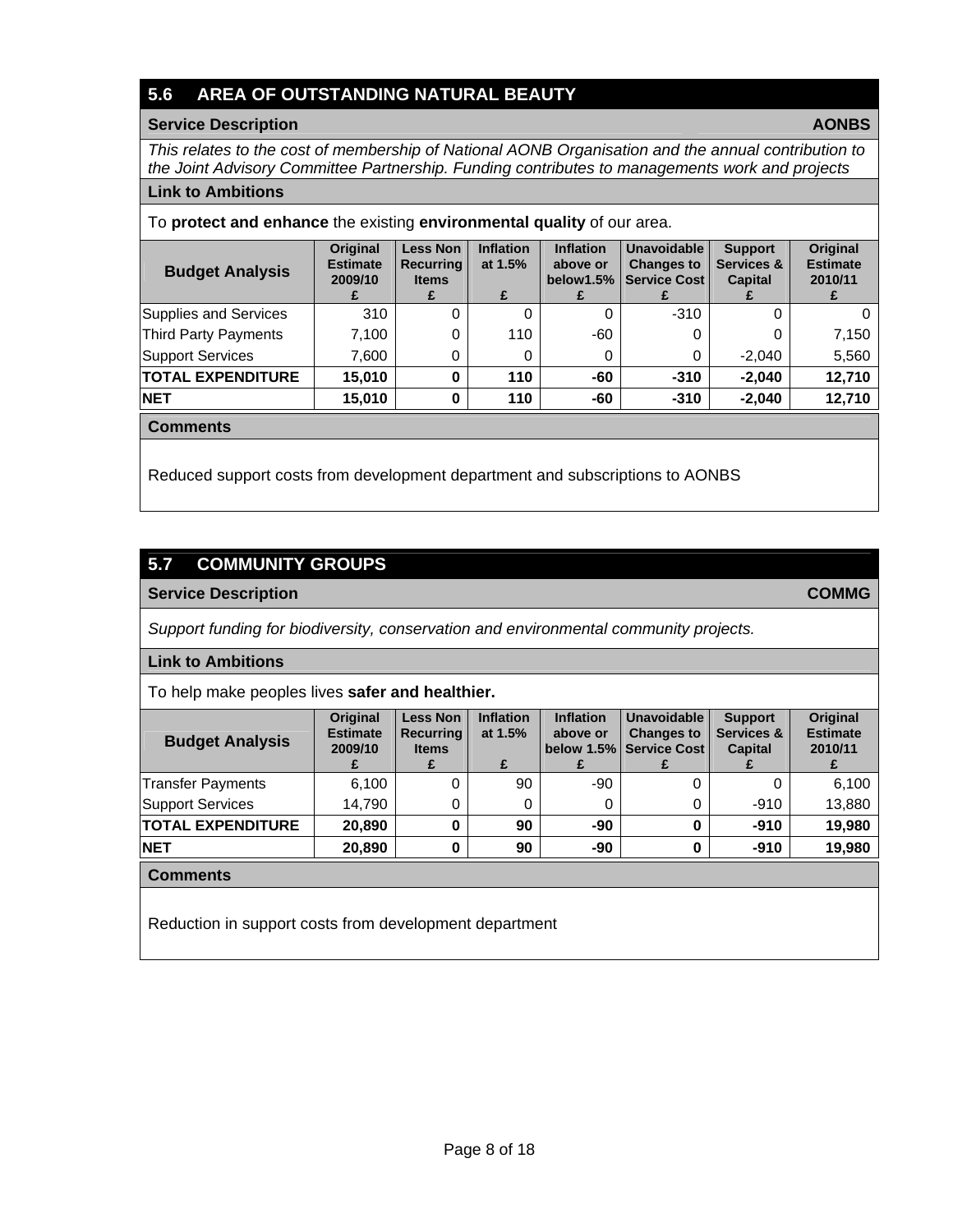## 5.6 AREA OF OUTSTANDING NATURAL BEAUTY

**Service Description** **AONBS**

*This relates to the cost of membership of National AONB Organisation and the annual contribution to the Joint Advisory Committee Partnership. Funding contributes to managements work and projects*

**Link to Ambitions**

To **protect and enhance** the existing **environmental quality** of our area.

| Budget Analysis | Original Estimate 2009/10 £ | Less Non Recurring Items £ | Inflation at 1.5% £ | Inflation above or below1.5% £ | Unavoidable Changes to Service Cost £ | Support Services & Capital £ | Original Estimate 2010/11 £ |
|---|---|---|---|---|---|---|---|
| Supplies and Services | 310 | 0 | 0 | 0 | -310 | 0 | 0 |
| Third Party Payments | 7,100 | 0 | 110 | -60 | 0 | 0 | 7,150 |
| Support Services | 7,600 | 0 | 0 | 0 | 0 | -2,040 | 5,560 |
| **TOTAL EXPENDITURE** | **15,010** | **0** | **110** | **-60** | **-310** | **-2,040** | **12,710** |
| **NET** | **15,010** | **0** | **110** | **-60** | **-310** | **-2,040** | **12,710** |

**Comments**

Reduced support costs from development department and subscriptions to AONBS

## 5.7 COMMUNITY GROUPS

**Service Description** **COMMG**

*Support funding for biodiversity, conservation and environmental community projects.*

**Link to Ambitions**

To help make peoples lives **safer and healthier.**

| Budget Analysis | Original Estimate 2009/10 £ | Less Non Recurring Items £ | Inflation at 1.5% £ | Inflation above or below 1.5% £ | Unavoidable Changes to Service Cost £ | Support Services & Capital £ | Original Estimate 2010/11 £ |
|---|---|---|---|---|---|---|---|
| Transfer Payments | 6,100 | 0 | 90 | -90 | 0 | 0 | 6,100 |
| Support Services | 14,790 | 0 | 0 | 0 | 0 | -910 | 13,880 |
| **TOTAL EXPENDITURE** | **20,890** | **0** | **90** | **-90** | **0** | **-910** | **19,980** |
| **NET** | **20,890** | **0** | **90** | **-90** | **0** | **-910** | **19,980** |

**Comments**

Reduction in support costs from development department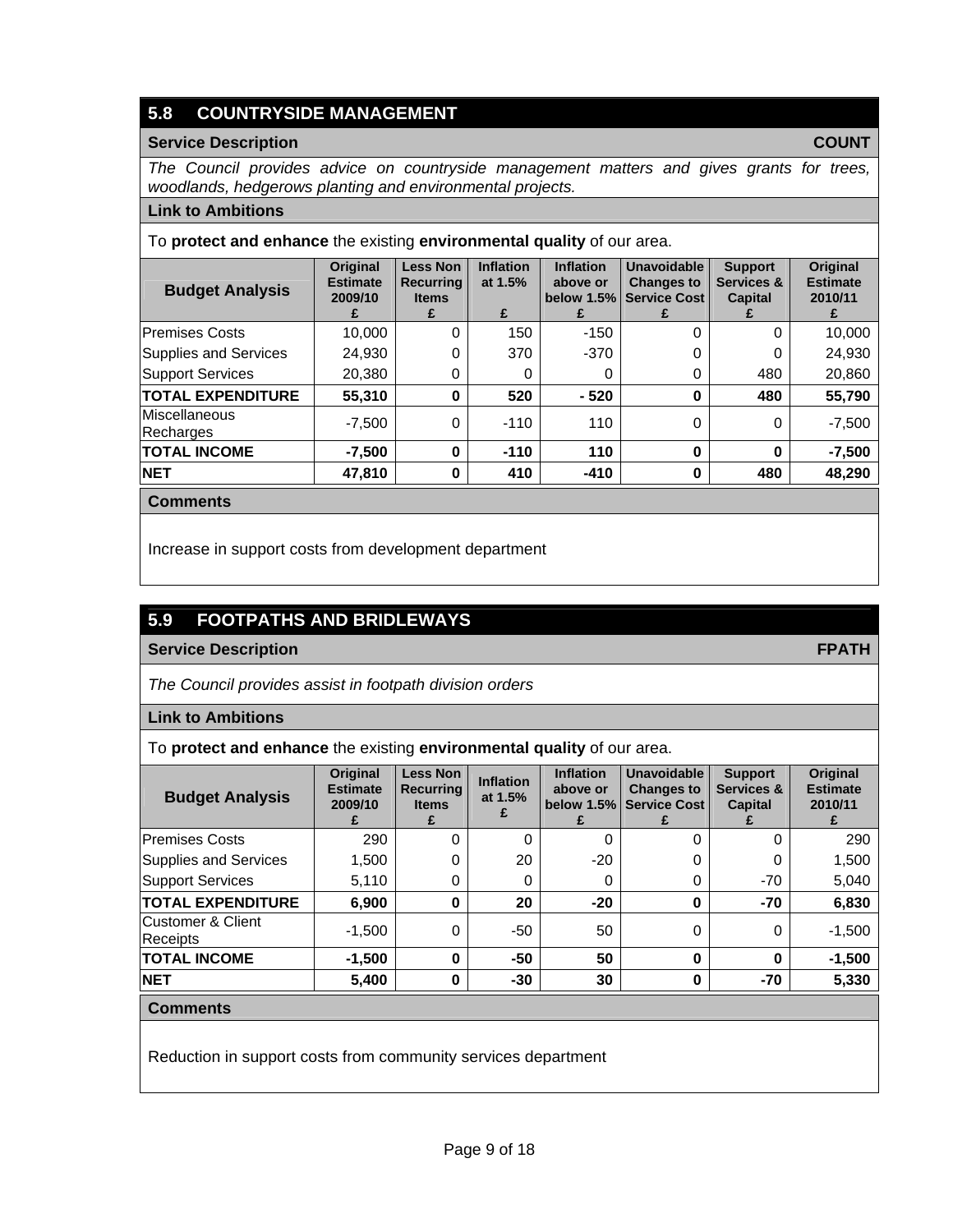## 5.8 COUNTRYSIDE MANAGEMENT

**Service Description** **COUNT**

*The Council provides advice on countryside management matters and gives grants for trees, woodlands, hedgerows planting and environmental projects.*

**Link to Ambitions**

To **protect and enhance** the existing **environmental quality** of our area.

| Budget Analysis | Original Estimate 2009/10 £ | Less Non Recurring Items £ | Inflation at 1.5% £ | Inflation above or below 1.5% £ | Unavoidable Changes to Service Cost £ | Support Services & Capital £ | Original Estimate 2010/11 £ |
|---|---|---|---|---|---|---|---|
| Premises Costs | 10,000 | 0 | 150 | -150 | 0 | 0 | 10,000 |
| Supplies and Services | 24,930 | 0 | 370 | -370 | 0 | 0 | 24,930 |
| Support Services | 20,380 | 0 | 0 | 0 | 0 | 480 | 20,860 |
| **TOTAL EXPENDITURE** | **55,310** | **0** | **520** | **- 520** | **0** | **480** | **55,790** |
| Miscellaneous Recharges | -7,500 | 0 | -110 | 110 | 0 | 0 | -7,500 |
| **TOTAL INCOME** | **-7,500** | **0** | **-110** | **110** | **0** | **0** | **-7,500** |
| **NET** | **47,810** | **0** | **410** | **-410** | **0** | **480** | **48,290** |

**Comments**

Increase in support costs from development department

## 5.9 FOOTPATHS AND BRIDLEWAYS

**Service Description** **FPATH**

*The Council provides assist in footpath division orders*

**Link to Ambitions**

To **protect and enhance** the existing **environmental quality** of our area.

| Budget Analysis | Original Estimate 2009/10 £ | Less Non Recurring Items £ | Inflation at 1.5% £ | Inflation above or below 1.5% £ | Unavoidable Changes to Service Cost £ | Support Services & Capital £ | Original Estimate 2010/11 £ |
|---|---|---|---|---|---|---|---|
| Premises Costs | 290 | 0 | 0 | 0 | 0 | 0 | 290 |
| Supplies and Services | 1,500 | 0 | 20 | -20 | 0 | 0 | 1,500 |
| Support Services | 5,110 | 0 | 0 | 0 | 0 | -70 | 5,040 |
| **TOTAL EXPENDITURE** | **6,900** | **0** | **20** | **-20** | **0** | **-70** | **6,830** |
| Customer & Client Receipts | -1,500 | 0 | -50 | 50 | 0 | 0 | -1,500 |
| **TOTAL INCOME** | **-1,500** | **0** | **-50** | **50** | **0** | **0** | **-1,500** |
| **NET** | **5,400** | **0** | **-30** | **30** | **0** | **-70** | **5,330** |

**Comments**

Reduction in support costs from community services department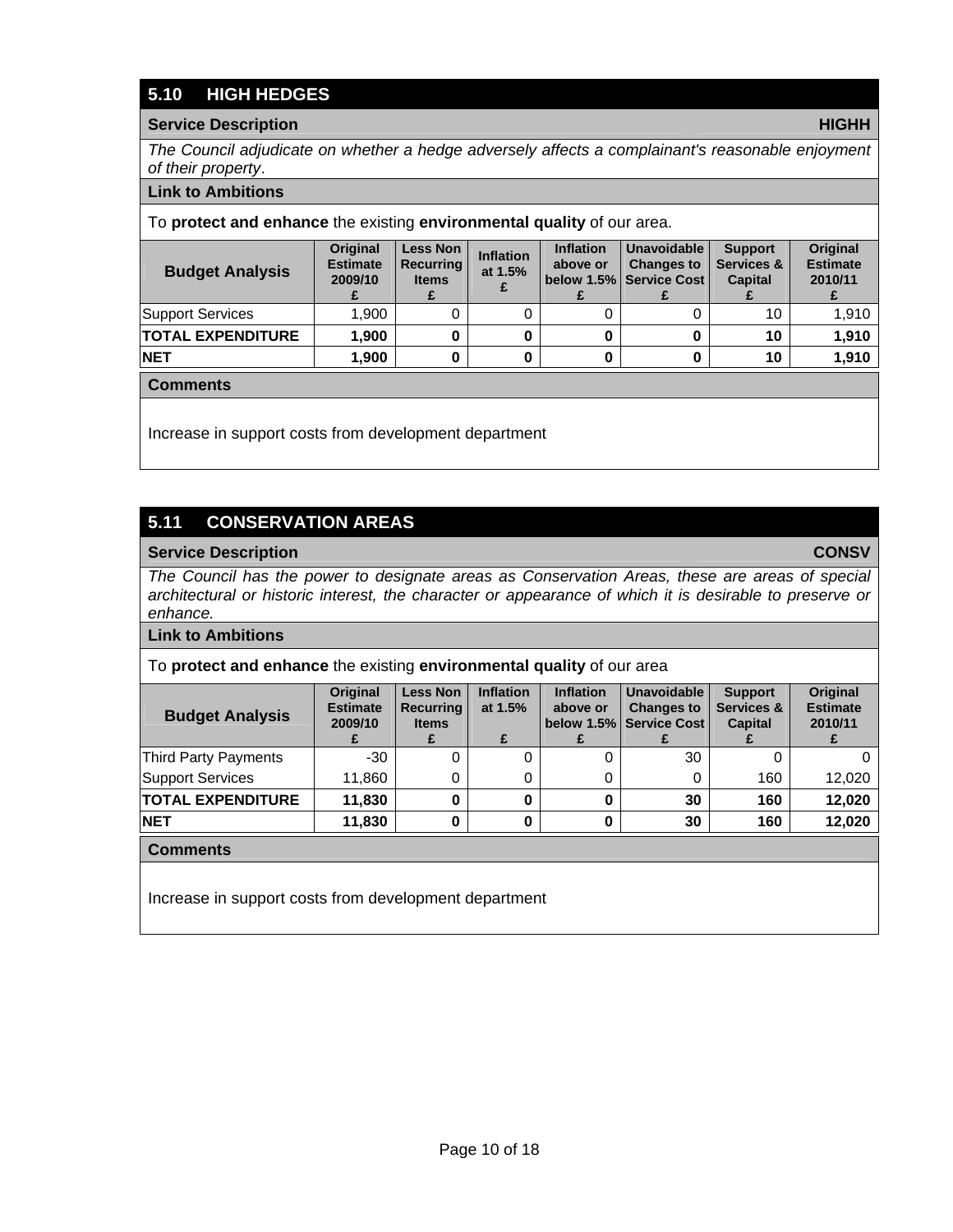## 5.10 HIGH HEDGES

**Service Description** **HIGHH**

*The Council adjudicate on whether a hedge adversely affects a complainant's reasonable enjoyment of their property*.

**Link to Ambitions**

To **protect and enhance** the existing **environmental quality** of our area.

| Budget Analysis | Original Estimate 2009/10 £ | Less Non Recurring Items £ | Inflation at 1.5% £ | Inflation above or below 1.5% £ | Unavoidable Changes to Service Cost £ | Support Services & Capital £ | Original Estimate 2010/11 £ |
|---|---|---|---|---|---|---|---|
| Support Services | 1,900 | 0 | 0 | 0 | 0 | 10 | 1,910 |
| **TOTAL EXPENDITURE** | **1,900** | **0** | **0** | **0** | **0** | **10** | **1,910** |
| **NET** | **1,900** | **0** | **0** | **0** | **0** | **10** | **1,910** |

**Comments**

Increase in support costs from development department

## 5.11 CONSERVATION AREAS

**Service Description** **CONSV**

*The Council has the power to designate areas as Conservation Areas, these are areas of special architectural or historic interest, the character or appearance of which it is desirable to preserve or enhance.*

**Link to Ambitions**

To **protect and enhance** the existing **environmental quality** of our area

| Budget Analysis | Original Estimate 2009/10 £ | Less Non Recurring Items £ | Inflation at 1.5% £ | Inflation above or below 1.5% £ | Unavoidable Changes to Service Cost £ | Support Services & Capital £ | Original Estimate 2010/11 £ |
|---|---|---|---|---|---|---|---|
| Third Party Payments | -30 | 0 | 0 | 0 | 30 | 0 | 0 |
| Support Services | 11,860 | 0 | 0 | 0 | 0 | 160 | 12,020 |
| **TOTAL EXPENDITURE** | **11,830** | **0** | **0** | **0** | **30** | **160** | **12,020** |
| **NET** | **11,830** | **0** | **0** | **0** | **30** | **160** | **12,020** |

**Comments**

Increase in support costs from development department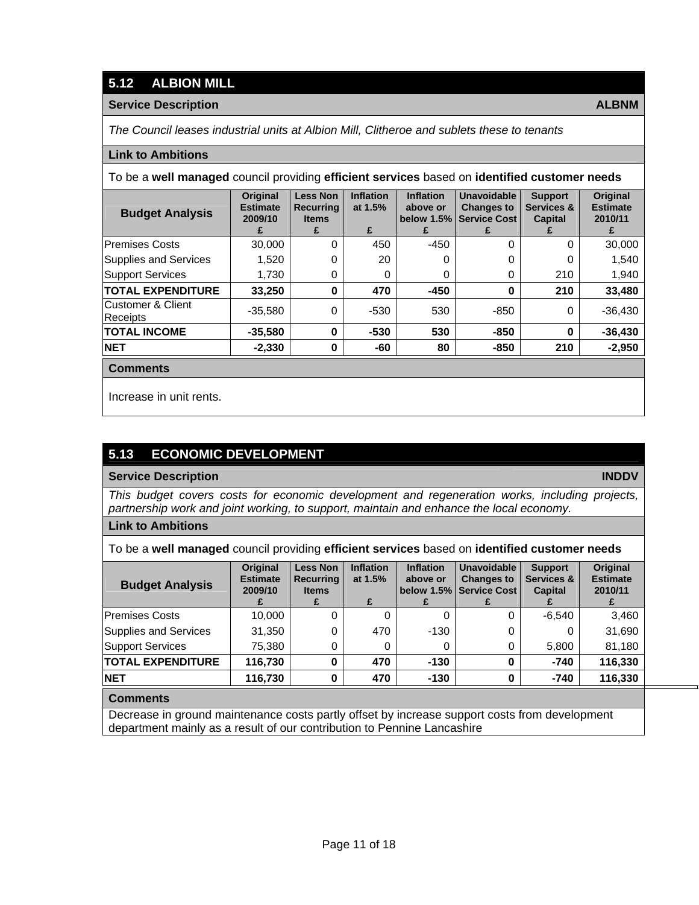## 5.12 ALBION MILL

**Service Description** **ALBNM**

*The Council leases industrial units at Albion Mill, Clitheroe and sublets these to tenants*

**Link to Ambitions**

To be a **well managed** council providing **efficient services** based on **identified customer needs**

| Budget Analysis | Original Estimate 2009/10 £ | Less Non Recurring Items £ | Inflation at 1.5% £ | Inflation above or below 1.5% £ | Unavoidable Changes to Service Cost £ | Support Services & Capital £ | Original Estimate 2010/11 £ |
|---|---|---|---|---|---|---|---|
| Premises Costs | 30,000 | 0 | 450 | -450 | 0 | 0 | 30,000 |
| Supplies and Services | 1,520 | 0 | 20 | 0 | 0 | 0 | 1,540 |
| Support Services | 1,730 | 0 | 0 | 0 | 0 | 210 | 1,940 |
| **TOTAL EXPENDITURE** | **33,250** | **0** | **470** | **-450** | **0** | **210** | **33,480** |
| Customer & Client Receipts | -35,580 | 0 | -530 | 530 | -850 | 0 | -36,430 |
| **TOTAL INCOME** | **-35,580** | **0** | **-530** | **530** | **-850** | **0** | **-36,430** |
| **NET** | **-2,330** | **0** | **-60** | **80** | **-850** | **210** | **-2,950** |

**Comments**

Increase in unit rents.

## 5.13 ECONOMIC DEVELOPMENT

**Service Description** **INDDV**

*This budget covers costs for economic development and regeneration works, including projects, partnership work and joint working, to support, maintain and enhance the local economy.*

**Link to Ambitions**

To be a **well managed** council providing **efficient services** based on **identified customer needs**

| Budget Analysis | Original Estimate 2009/10 £ | Less Non Recurring Items £ | Inflation at 1.5% £ | Inflation above or below 1.5% £ | Unavoidable Changes to Service Cost £ | Support Services & Capital £ | Original Estimate 2010/11 £ |
|---|---|---|---|---|---|---|---|
| Premises Costs | 10,000 | 0 | 0 | 0 | 0 | -6,540 | 3,460 |
| Supplies and Services | 31,350 | 0 | 470 | -130 | 0 | 0 | 31,690 |
| Support Services | 75,380 | 0 | 0 | 0 | 0 | 5,800 | 81,180 |
| **TOTAL EXPENDITURE** | **116,730** | **0** | **470** | **-130** | **0** | **-740** | **116,330** |
| **NET** | **116,730** | **0** | **470** | **-130** | **0** | **-740** | **116,330** |

**Comments**

Decrease in ground maintenance costs partly offset by increase support costs from development department mainly as a result of our contribution to Pennine Lancashire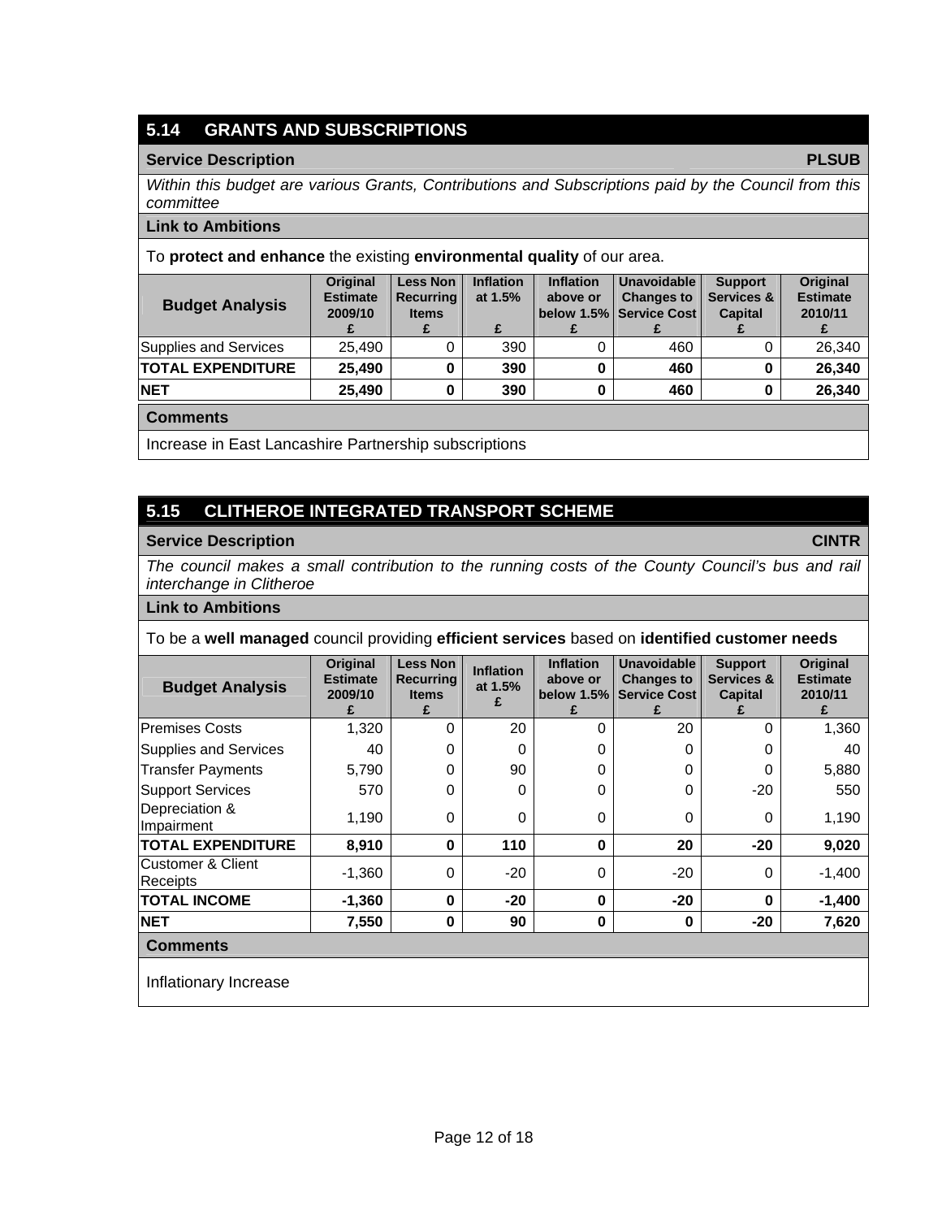## 5.14 GRANTS AND SUBSCRIPTIONS

**Service Description** **PLSUB**

*Within this budget are various Grants, Contributions and Subscriptions paid by the Council from this committee*

**Link to Ambitions**

To **protect and enhance** the existing **environmental quality** of our area.

| Budget Analysis | Original Estimate 2009/10 £ | Less Non Recurring Items £ | Inflation at 1.5% £ | Inflation above or below 1.5% £ | Unavoidable Changes to Service Cost £ | Support Services & Capital £ | Original Estimate 2010/11 £ |
|---|---|---|---|---|---|---|---|
| Supplies and Services | 25,490 | 0 | 390 | 0 | 460 | 0 | 26,340 |
| **TOTAL EXPENDITURE** | **25,490** | **0** | **390** | **0** | **460** | **0** | **26,340** |
| **NET** | **25,490** | **0** | **390** | **0** | **460** | **0** | **26,340** |

**Comments**

Increase in East Lancashire Partnership subscriptions

## 5.15 CLITHEROE INTEGRATED TRANSPORT SCHEME

**Service Description** **CINTR**

*The council makes a small contribution to the running costs of the County Council's bus and rail interchange in Clitheroe*

**Link to Ambitions**

To be a **well managed** council providing **efficient services** based on **identified customer needs**

| Budget Analysis | Original Estimate 2009/10 £ | Less Non Recurring Items £ | Inflation at 1.5% £ | Inflation above or below 1.5% £ | Unavoidable Changes to Service Cost £ | Support Services & Capital £ | Original Estimate 2010/11 £ |
|---|---|---|---|---|---|---|---|
| Premises Costs | 1,320 | 0 | 20 | 0 | 20 | 0 | 1,360 |
| Supplies and Services | 40 | 0 | 0 | 0 | 0 | 0 | 40 |
| Transfer Payments | 5,790 | 0 | 90 | 0 | 0 | 0 | 5,880 |
| Support Services | 570 | 0 | 0 | 0 | 0 | -20 | 550 |
| Depreciation & Impairment | 1,190 | 0 | 0 | 0 | 0 | 0 | 1,190 |
| **TOTAL EXPENDITURE** | **8,910** | **0** | **110** | **0** | **20** | **-20** | **9,020** |
| Customer & Client Receipts | -1,360 | 0 | -20 | 0 | -20 | 0 | -1,400 |
| **TOTAL INCOME** | **-1,360** | **0** | **-20** | **0** | **-20** | **0** | **-1,400** |
| **NET** | **7,550** | **0** | **90** | **0** | **0** | **-20** | **7,620** |

**Comments**

Inflationary Increase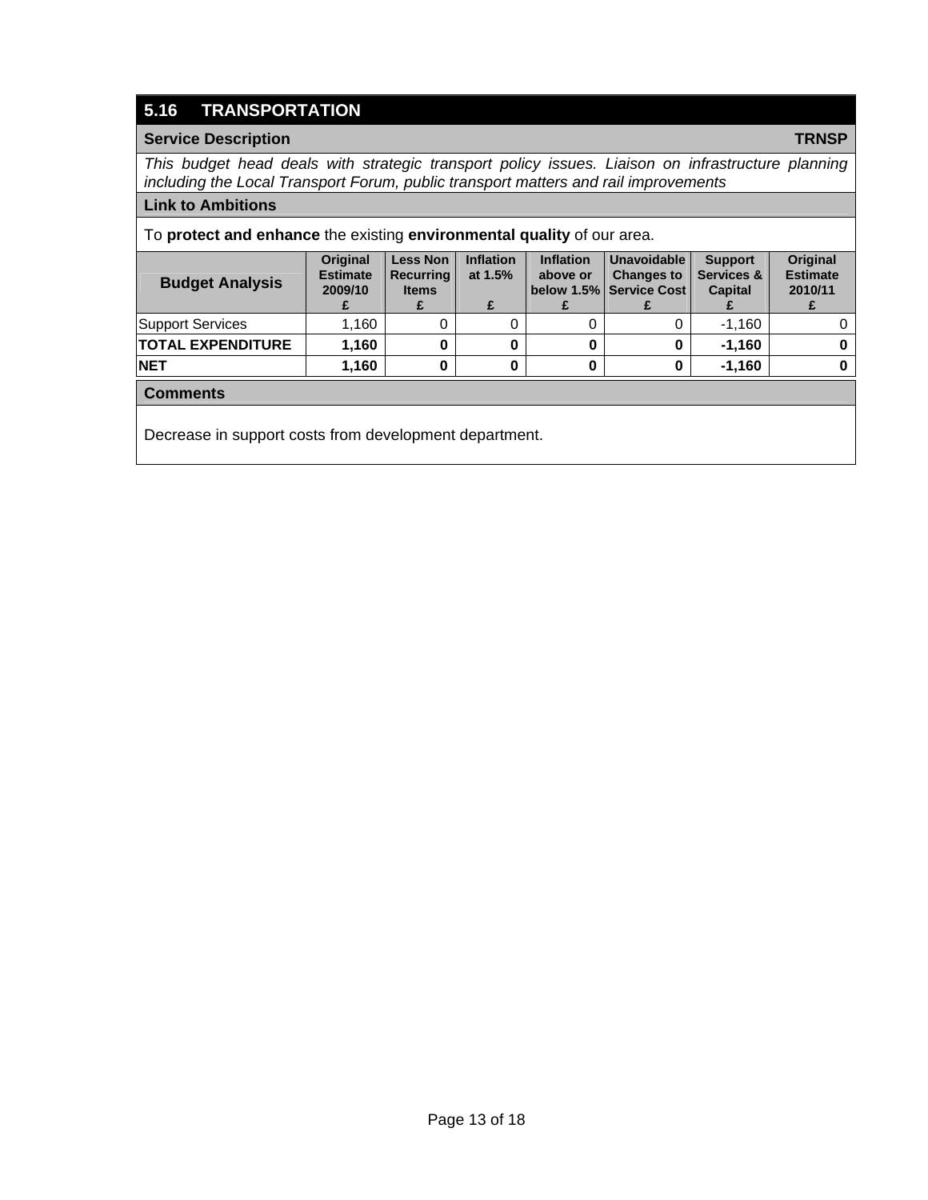## 5.16 TRANSPORTATION

**Service Description** **TRNSP**

*This budget head deals with strategic transport policy issues. Liaison on infrastructure planning including the Local Transport Forum, public transport matters and rail improvements*

**Link to Ambitions**

To **protect and enhance** the existing **environmental quality** of our area.

| Budget Analysis | Original Estimate 2009/10 £ | Less Non Recurring Items £ | Inflation at 1.5% £ | Inflation above or below 1.5% £ | Unavoidable Changes to Service Cost £ | Support Services & Capital £ | Original Estimate 2010/11 £ |
|---|---|---|---|---|---|---|---|
| Support Services | 1,160 | 0 | 0 | 0 | 0 | -1,160 | 0 |
| **TOTAL EXPENDITURE** | **1,160** | **0** | **0** | **0** | **0** | **-1,160** | **0** |
| **NET** | **1,160** | **0** | **0** | **0** | **0** | **-1,160** | **0** |

**Comments**

Decrease in support costs from development department.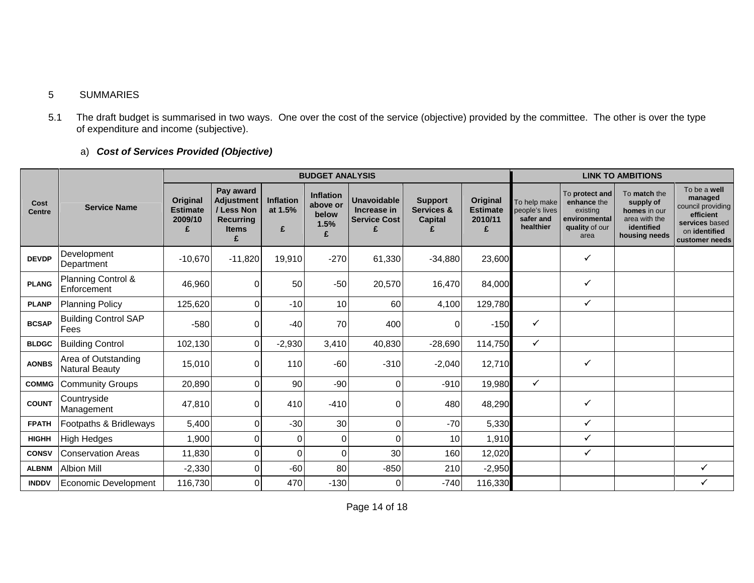5 SUMMARIES

5.1 The draft budget is summarised in two ways. One over the cost of the service (objective) provided by the committee. The other is over the type of expenditure and income (subjective).

a) ***Cost of Services Provided (Objective)***

| Cost Centre | Service Name | BUDGET ANALYSIS | | | | | | | LINK TO AMBITIONS | | | |
|---|---|---|---|---|---|---|---|---|---|---|---|---|
| | | **Original Estimate 2009/10 £** | **Pay award Adjustment / Less Non Recurring Items £** | **Inflation at 1.5% £** | **Inflation above or below 1.5% £** | **Unavoidable Increase in Service Cost £** | **Support Services & Capital £** | **Original Estimate 2010/11 £** | To help make people's lives **safer and healthier** | To **protect and enhance** the existing **environmental quality** of our area | To **match** the **supply of homes** in our area with the **identified housing needs** | To be a **well managed** council providing **efficient services** based on **identified customer needs** |
| **DEVDP** | Development Department | -10,670 | -11,820 | 19,910 | -270 | 61,330 | -34,880 | 23,600 | | ✓ | | |
| **PLANG** | Planning Control & Enforcement | 46,960 | 0 | 50 | -50 | 20,570 | 16,470 | 84,000 | | ✓ | | |
| **PLANP** | Planning Policy | 125,620 | 0 | -10 | 10 | 60 | 4,100 | 129,780 | | ✓ | | |
| **BCSAP** | Building Control SAP Fees | -580 | 0 | -40 | 70 | 400 | 0 | -150 | ✓ | | | |
| **BLDGC** | Building Control | 102,130 | 0 | -2,930 | 3,410 | 40,830 | -28,690 | 114,750 | ✓ | | | |
| **AONBS** | Area of Outstanding Natural Beauty | 15,010 | 0 | 110 | -60 | -310 | -2,040 | 12,710 | | ✓ | | |
| **COMMG** | Community Groups | 20,890 | 0 | 90 | -90 | 0 | -910 | 19,980 | ✓ | | | |
| **COUNT** | Countryside Management | 47,810 | 0 | 410 | -410 | 0 | 480 | 48,290 | | ✓ | | |
| **FPATH** | Footpaths & Bridleways | 5,400 | 0 | -30 | 30 | 0 | -70 | 5,330 | | ✓ | | |
| **HIGHH** | High Hedges | 1,900 | 0 | 0 | 0 | 0 | 10 | 1,910 | | ✓ | | |
| **CONSV** | Conservation Areas | 11,830 | 0 | 0 | 0 | 30 | 160 | 12,020 | | ✓ | | |
| **ALBNM** | Albion Mill | -2,330 | 0 | -60 | 80 | -850 | 210 | -2,950 | | | | ✓ |
| **INDDV** | Economic Development | 116,730 | 0 | 470 | -130 | 0 | -740 | 116,330 | | | | ✓ |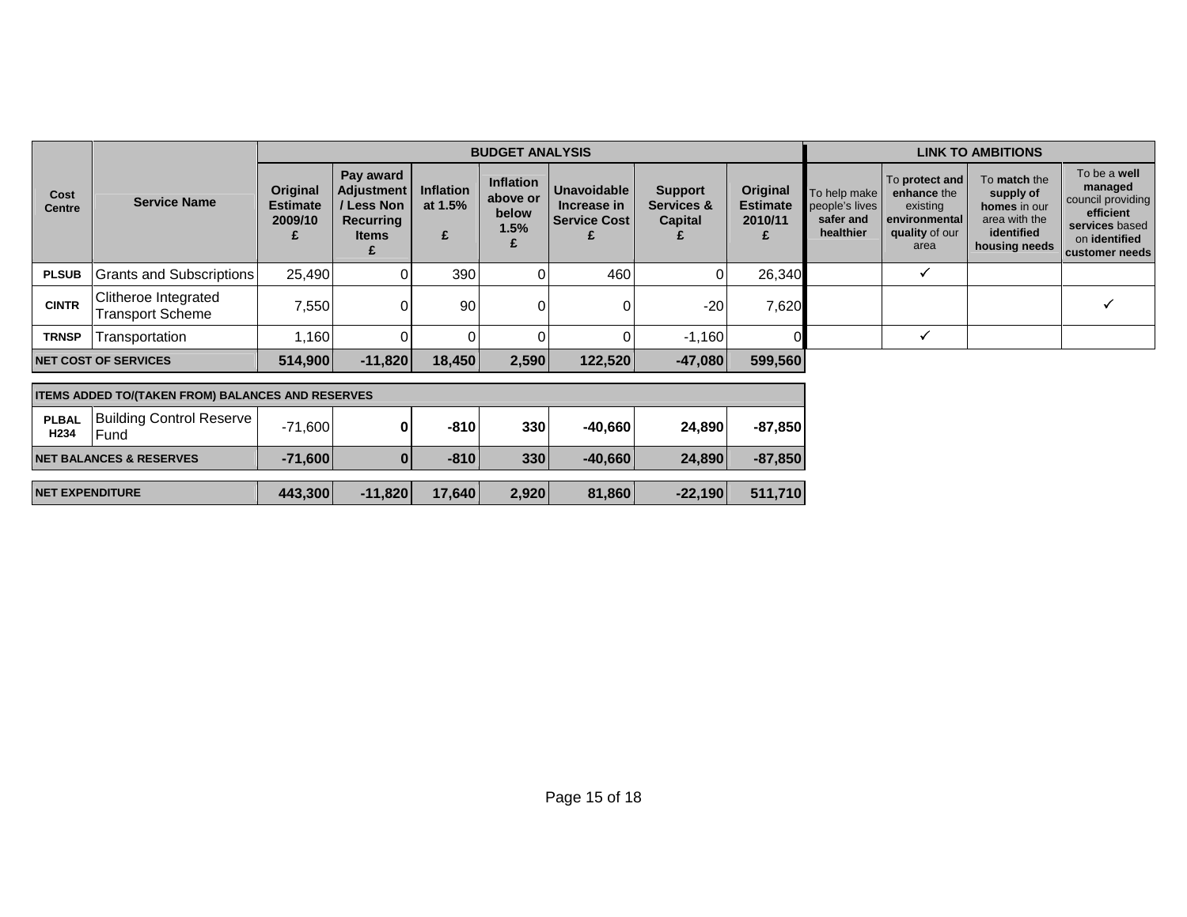| Cost Centre | Service Name | BUDGET ANALYSIS | | | | | | | LINK TO AMBITIONS | | | |
|---|---|---|---|---|---|---|---|---|---|---|---|---|
| | | Original Estimate 2009/10 £ | Pay award Adjustment / Less Non Recurring Items £ | Inflation at 1.5% £ | Inflation above or below 1.5% £ | Unavoidable Increase in Service Cost £ | Support Services & Capital £ | Original Estimate 2010/11 £ | To help make people's lives **safer and healthier** | To **protect and enhance** the existing **environmental quality** of our area | To **match** the **supply of homes** in our area with the **identified housing needs** | To be a **well managed** council providing **efficient services** based on **identified customer needs** |
| PLSUB | Grants and Subscriptions | 25,490 | 0 | 390 | 0 | 460 | 0 | 26,340 | | ✓ | | |
| CINTR | Clitheroe Integrated Transport Scheme | 7,550 | 0 | 90 | 0 | 0 | -20 | 7,620 | | | | ✓ |
| TRNSP | Transportation | 1,160 | 0 | 0 | 0 | 0 | -1,160 | 0 | | ✓ | | |
| **NET COST OF SERVICES** | | **514,900** | **-11,820** | **18,450** | **2,590** | **122,520** | **-47,080** | **599,560** | | | | |
| **ITEMS ADDED TO/(TAKEN FROM) BALANCES AND RESERVES** | | | | | | | | | | | | |
| PLBAL H234 | Building Control Reserve Fund | -71,600 | **0** | **-810** | **330** | **-40,660** | **24,890** | **-87,850** | | | | |
| **NET BALANCES & RESERVES** | | **-71,600** | **0** | **-810** | **330** | **-40,660** | **24,890** | **-87,850** | | | | |
| **NET EXPENDITURE** | | **443,300** | **-11,820** | **17,640** | **2,920** | **81,860** | **-22,190** | **511,710** | | | | |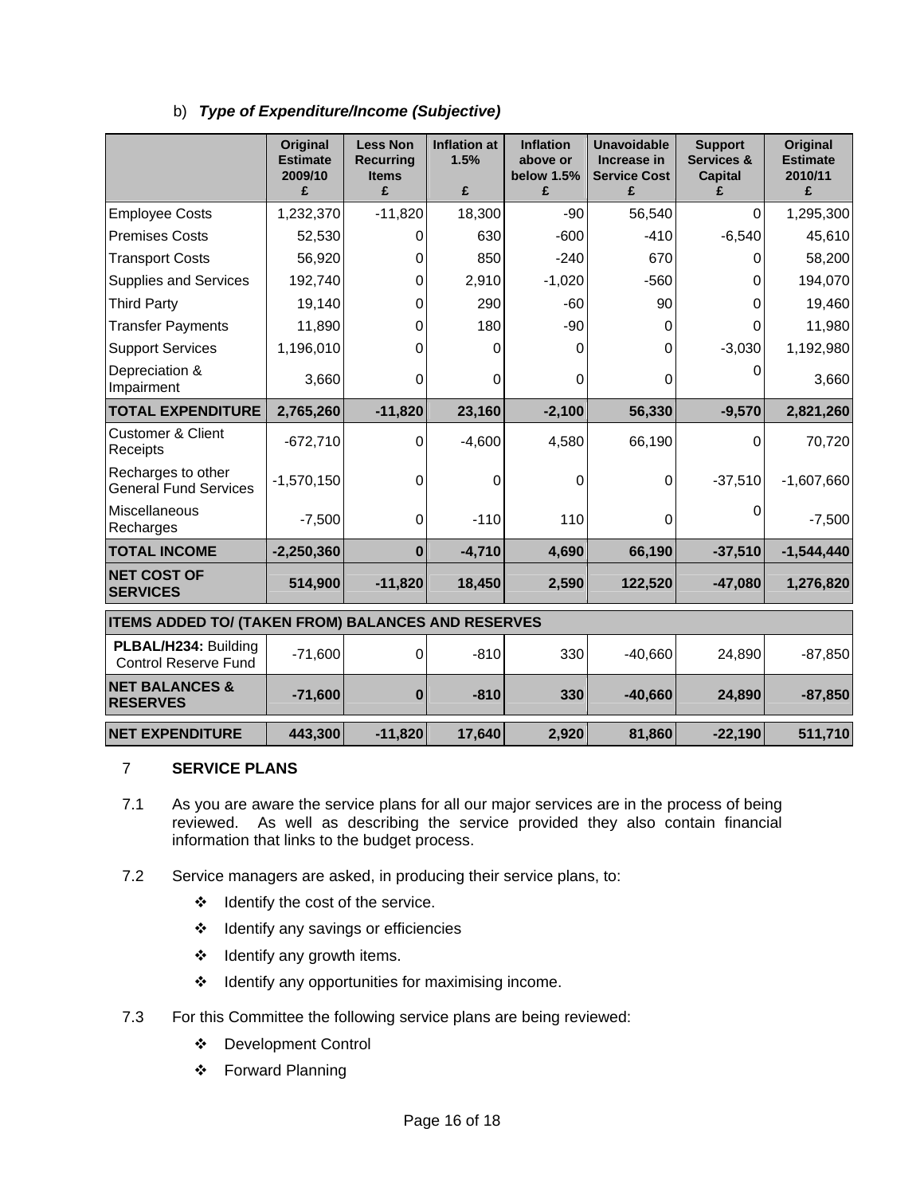b) ***Type of Expenditure/Income (Subjective)***

| | Original Estimate 2009/10 £ | Less Non Recurring Items £ | Inflation at 1.5% £ | Inflation above or below 1.5% £ | Unavoidable Increase in Service Cost £ | Support Services & Capital £ | Original Estimate 2010/11 £ |
|---|---|---|---|---|---|---|---|
| Employee Costs | 1,232,370 | -11,820 | 18,300 | -90 | 56,540 | 0 | 1,295,300 |
| Premises Costs | 52,530 | 0 | 630 | -600 | -410 | -6,540 | 45,610 |
| Transport Costs | 56,920 | 0 | 850 | -240 | 670 | 0 | 58,200 |
| Supplies and Services | 192,740 | 0 | 2,910 | -1,020 | -560 | 0 | 194,070 |
| Third Party | 19,140 | 0 | 290 | -60 | 90 | 0 | 19,460 |
| Transfer Payments | 11,890 | 0 | 180 | -90 | 0 | 0 | 11,980 |
| Support Services | 1,196,010 | 0 | 0 | 0 | 0 | -3,030 | 1,192,980 |
| Depreciation & Impairment | 3,660 | 0 | 0 | 0 | 0 | 0 | 3,660 |
| **TOTAL EXPENDITURE** | **2,765,260** | **-11,820** | **23,160** | **-2,100** | **56,330** | **-9,570** | **2,821,260** |
| Customer & Client Receipts | -672,710 | 0 | -4,600 | 4,580 | 66,190 | 0 | 70,720 |
| Recharges to other General Fund Services | -1,570,150 | 0 | 0 | 0 | 0 | -37,510 | -1,607,660 |
| Miscellaneous Recharges | -7,500 | 0 | -110 | 110 | 0 | 0 | -7,500 |
| **TOTAL INCOME** | **-2,250,360** | **0** | **-4,710** | **4,690** | **66,190** | **-37,510** | **-1,544,440** |
| **NET COST OF SERVICES** | **514,900** | **-11,820** | **18,450** | **2,590** | **122,520** | **-47,080** | **1,276,820** |
| **ITEMS ADDED TO/ (TAKEN FROM) BALANCES AND RESERVES** | | | | | | | |
| **PLBAL/H234:** Building Control Reserve Fund | -71,600 | 0 | -810 | 330 | -40,660 | 24,890 | -87,850 |
| **NET BALANCES & RESERVES** | **-71,600** | **0** | **-810** | **330** | **-40,660** | **24,890** | **-87,850** |
| **NET EXPENDITURE** | **443,300** | **-11,820** | **17,640** | **2,920** | **81,860** | **-22,190** | **511,710** |

## 7 SERVICE PLANS

7.1 As you are aware the service plans for all our major services are in the process of being reviewed. As well as describing the service provided they also contain financial information that links to the budget process.

7.2 Service managers are asked, in producing their service plans, to:

- Identify the cost of the service.
- Identify any savings or efficiencies
- Identify any growth items.
- Identify any opportunities for maximising income.

7.3 For this Committee the following service plans are being reviewed:

- Development Control
- Forward Planning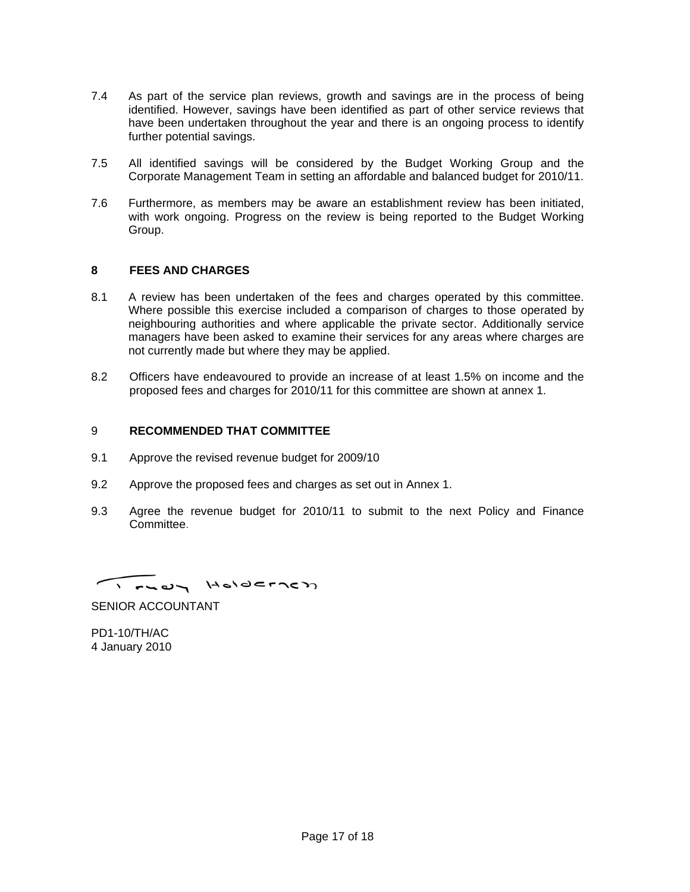7.4 As part of the service plan reviews, growth and savings are in the process of being identified. However, savings have been identified as part of other service reviews that have been undertaken throughout the year and there is an ongoing process to identify further potential savings.

7.5 All identified savings will be considered by the Budget Working Group and the Corporate Management Team in setting an affordable and balanced budget for 2010/11.

7.6 Furthermore, as members may be aware an establishment review has been initiated, with work ongoing. Progress on the review is being reported to the Budget Working Group.

## 8 FEES AND CHARGES

8.1 A review has been undertaken of the fees and charges operated by this committee. Where possible this exercise included a comparison of charges to those operated by neighbouring authorities and where applicable the private sector. Additionally service managers have been asked to examine their services for any areas where charges are not currently made but where they may be applied.

8.2 Officers have endeavoured to provide an increase of at least 1.5% on income and the proposed fees and charges for 2010/11 for this committee are shown at annex 1.

## 9 RECOMMENDED THAT COMMITTEE

9.1 Approve the revised revenue budget for 2009/10

9.2 Approve the proposed fees and charges as set out in Annex 1.

9.3 Agree the revenue budget for 2010/11 to submit to the next Policy and Finance Committee.

Tracy Holderness

SENIOR ACCOUNTANT

PD1-10/TH/AC
4 January 2010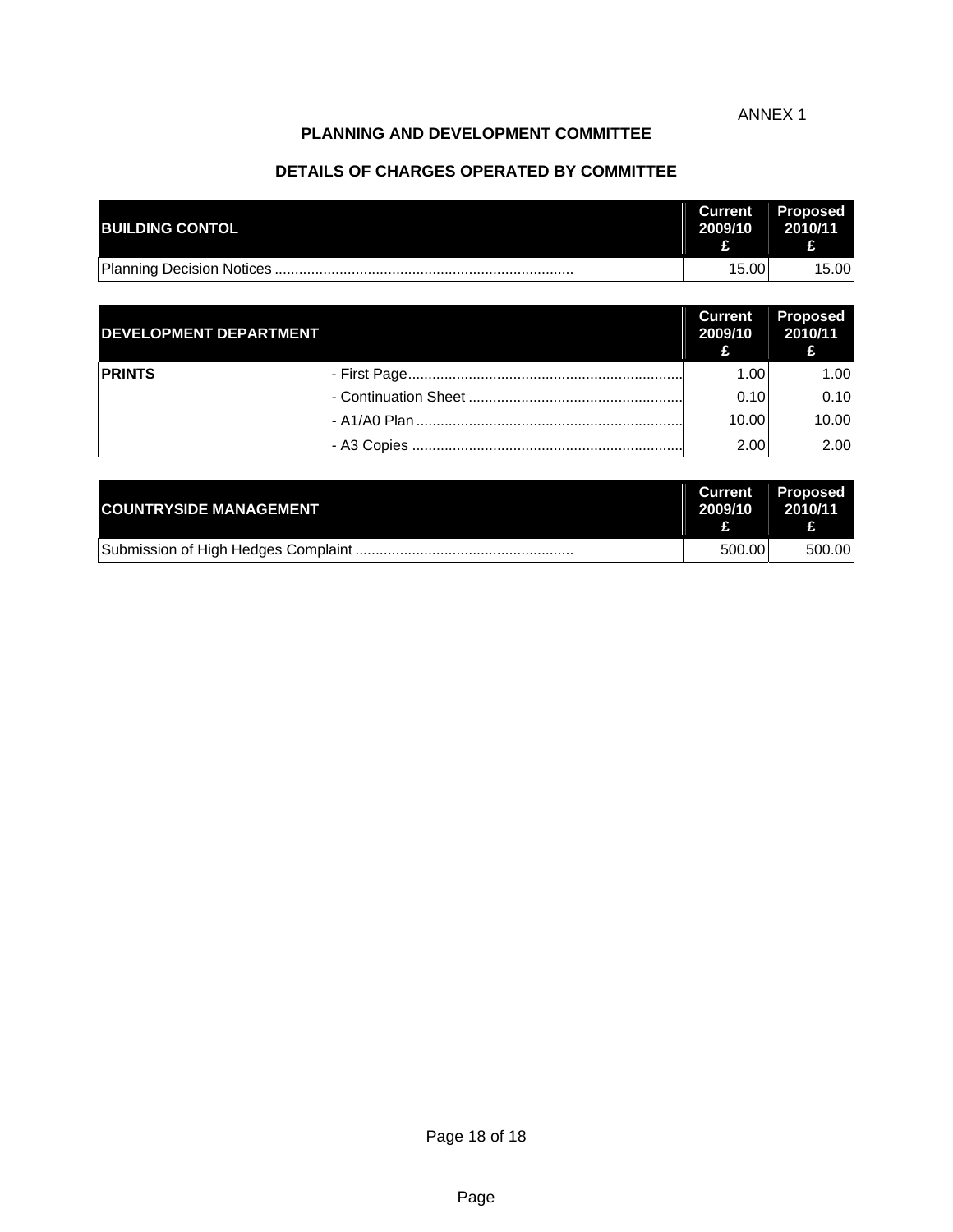ANNEX 1

## PLANNING AND DEVELOPMENT COMMITTEE

## DETAILS OF CHARGES OPERATED BY COMMITTEE

| BUILDING CONTOL | Current 2009/10 £ | Proposed 2010/11 £ |
|---|---|---|
| Planning Decision Notices ........................................................................ | 15.00 | 15.00 |

| DEVELOPMENT DEPARTMENT | | Current 2009/10 £ | Proposed 2010/11 £ |
|---|---|---|---|
| **PRINTS** | - First Page.................................................................... | 1.00 | 1.00 |
| | - Continuation Sheet ..................................................... | 0.10 | 0.10 |
| | - A1/A0 Plan.................................................................. | 10.00 | 10.00 |
| | - A3 Copies .................................................................... | 2.00 | 2.00 |

| COUNTRYSIDE MANAGEMENT | Current 2009/10 £ | Proposed 2010/11 £ |
|---|---|---|
| Submission of High Hedges Complaint ..................................................... | 500.00 | 500.00 |

Page